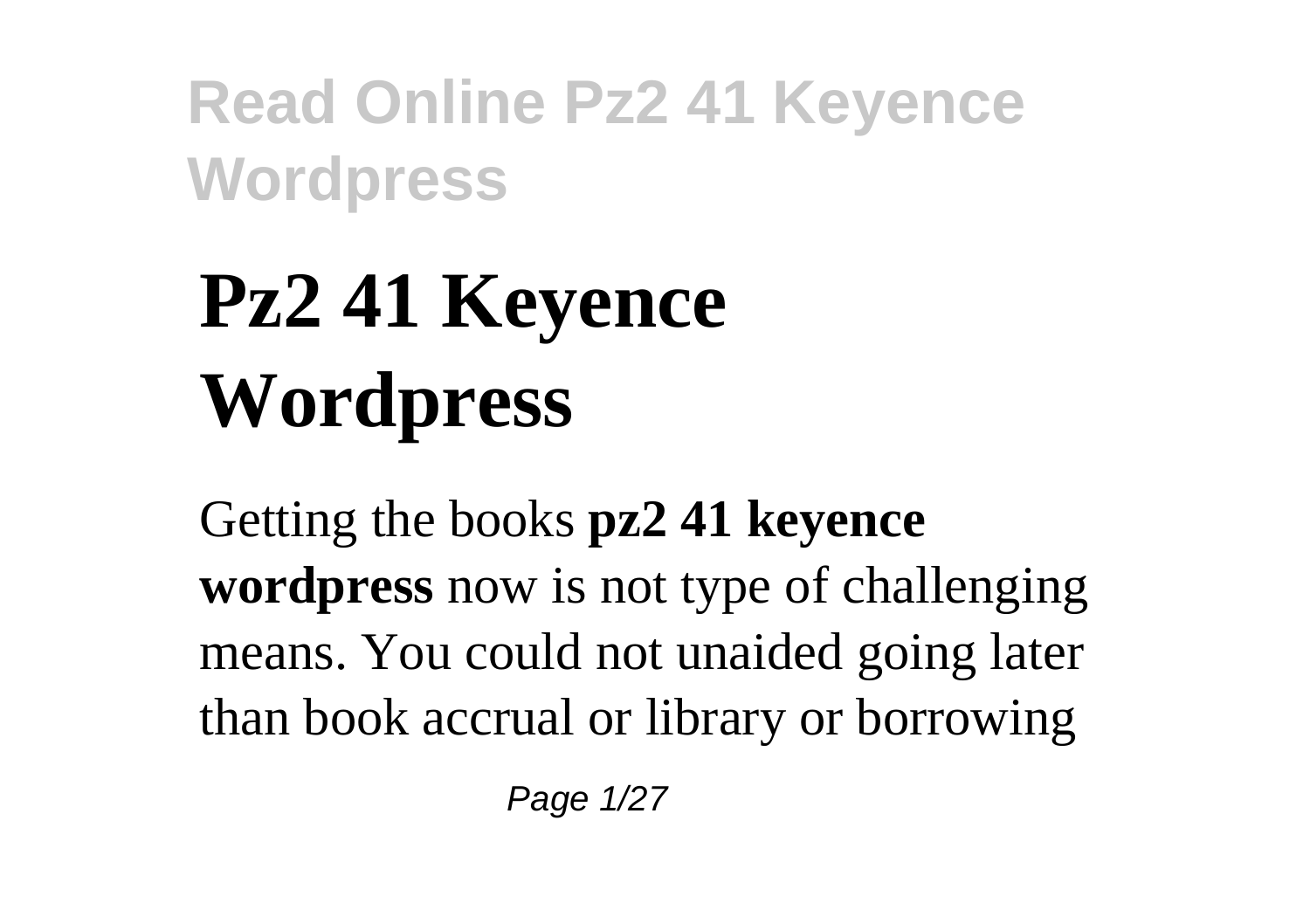# Pz2 41 Keyence Wordpress

Getting the books **pz2 41 keyence wordpress** now is not type of challenging means. You could not unaided going later than book accrual or library or borrowing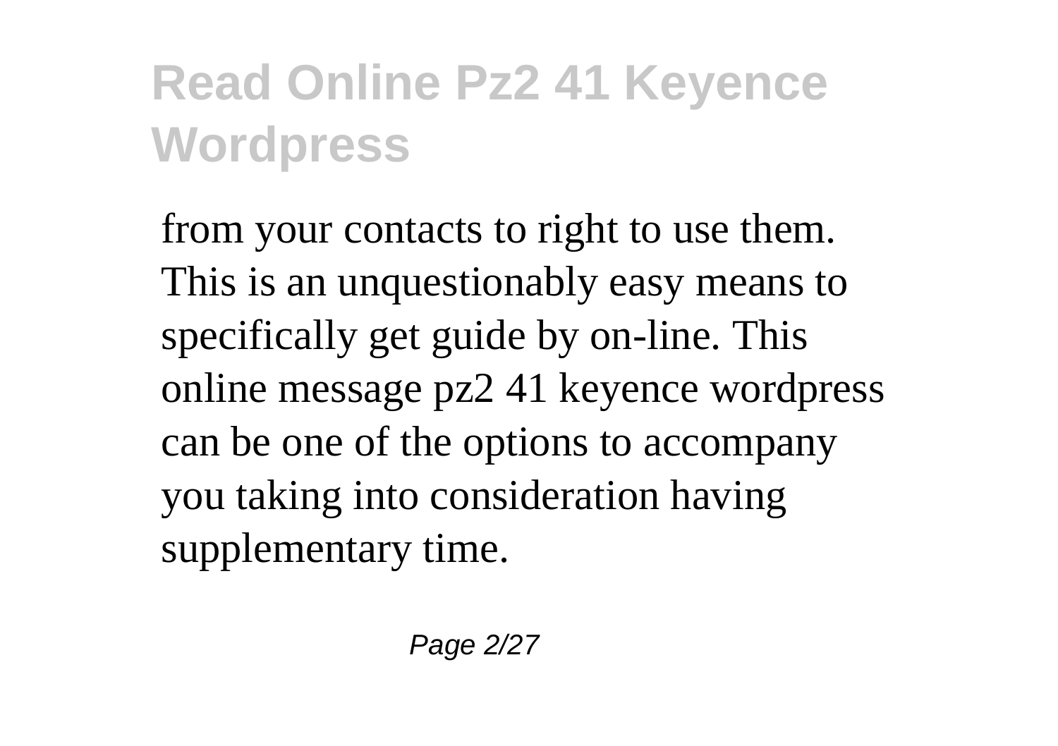from your contacts to right to use them. This is an unquestionably easy means to specifically get guide by on-line. This online message pz2 41 keyence wordpress can be one of the options to accompany you taking into consideration having supplementary time.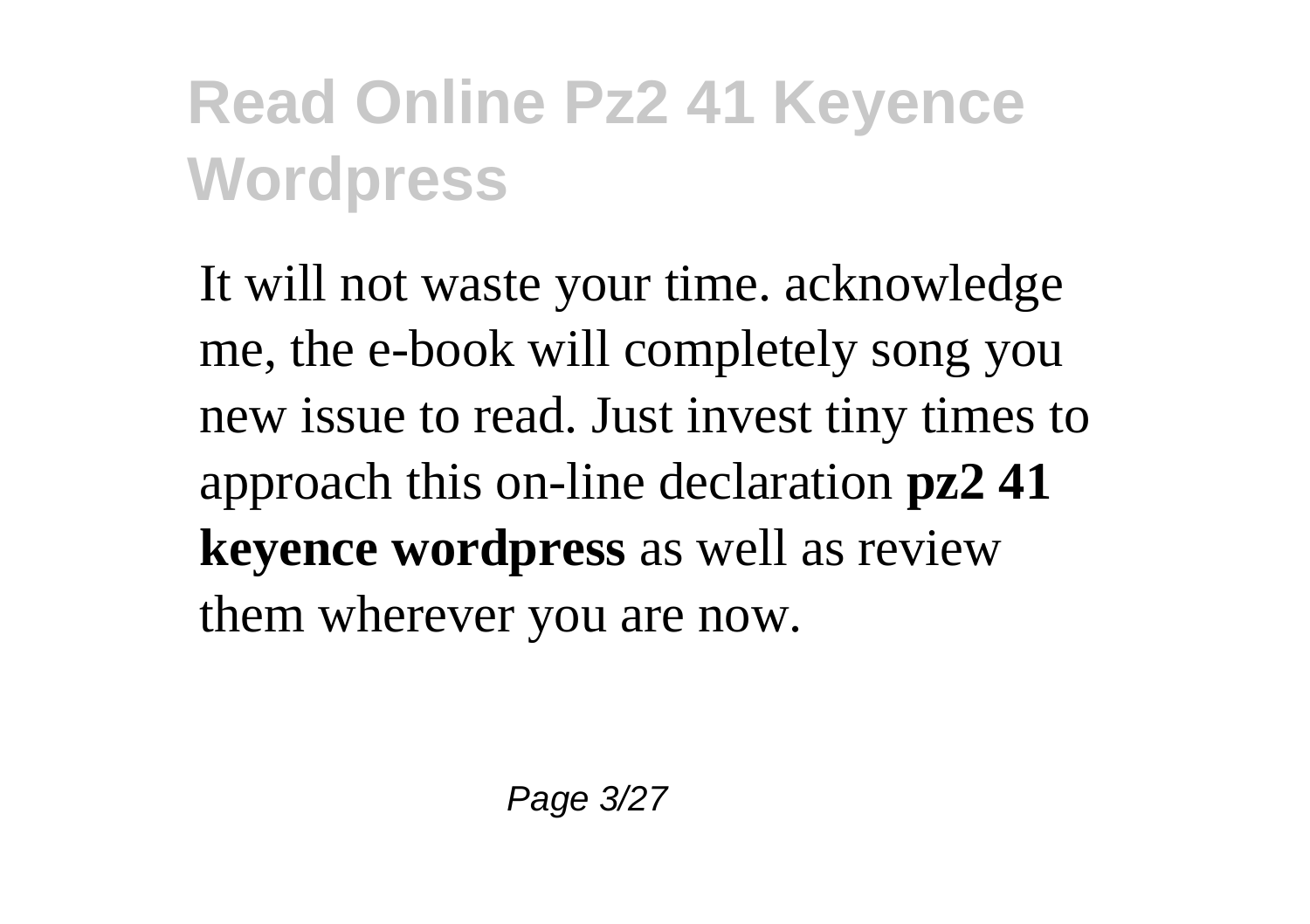# Read Online Pz2 41 Keyence Wordpress

It will not waste your time. acknowledge me, the e-book will completely song you new issue to read. Just invest tiny times to approach this on-line declaration **pz2 41 keyence wordpress** as well as review them wherever you are now.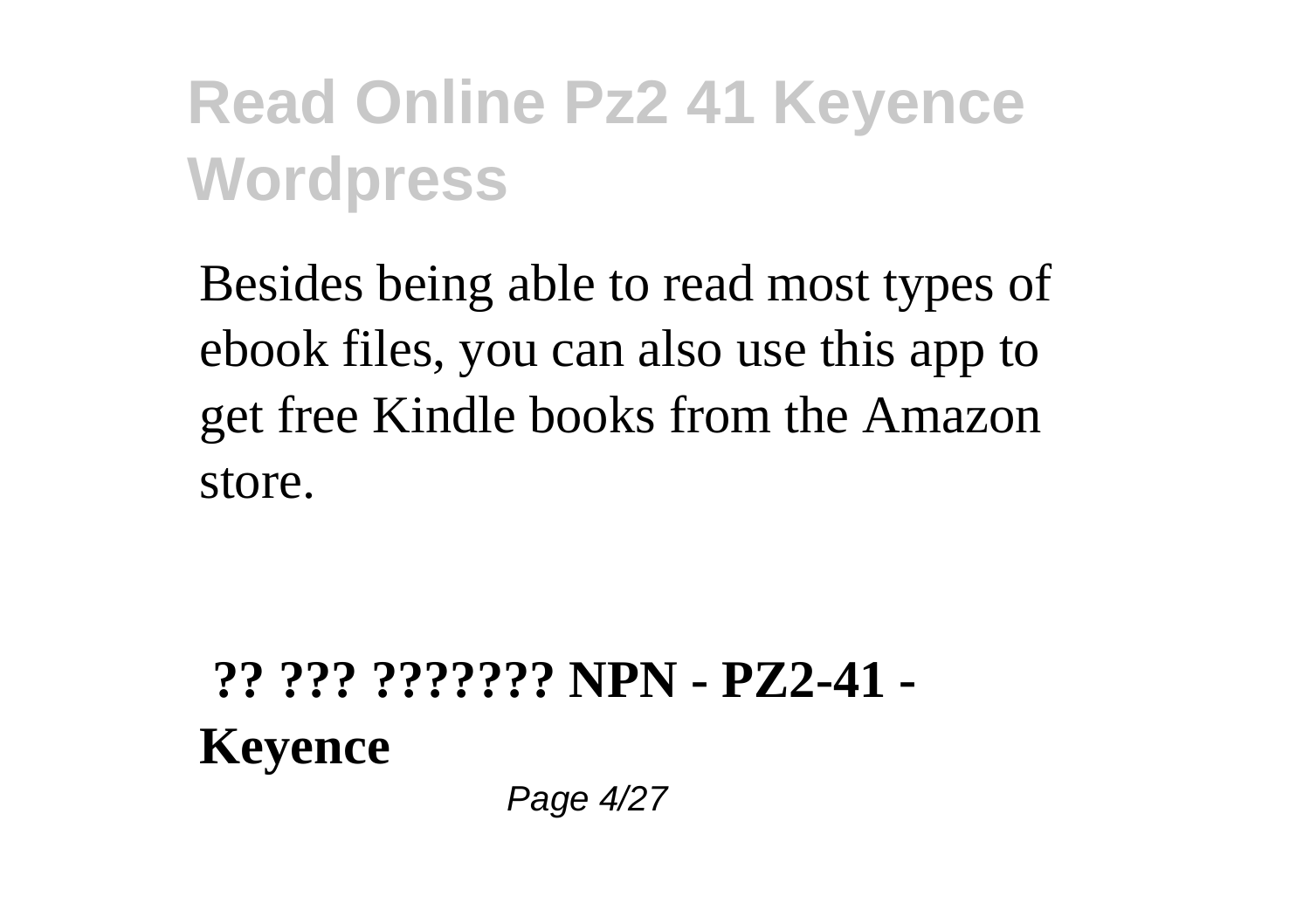# Read Online Pz2 41 Keyence Wordpress

Besides being able to read most types of ebook files, you can also use this app to get free Kindle books from the Amazon store.

**?? ??? ??????? NPN - PZ2-41 - Keyence**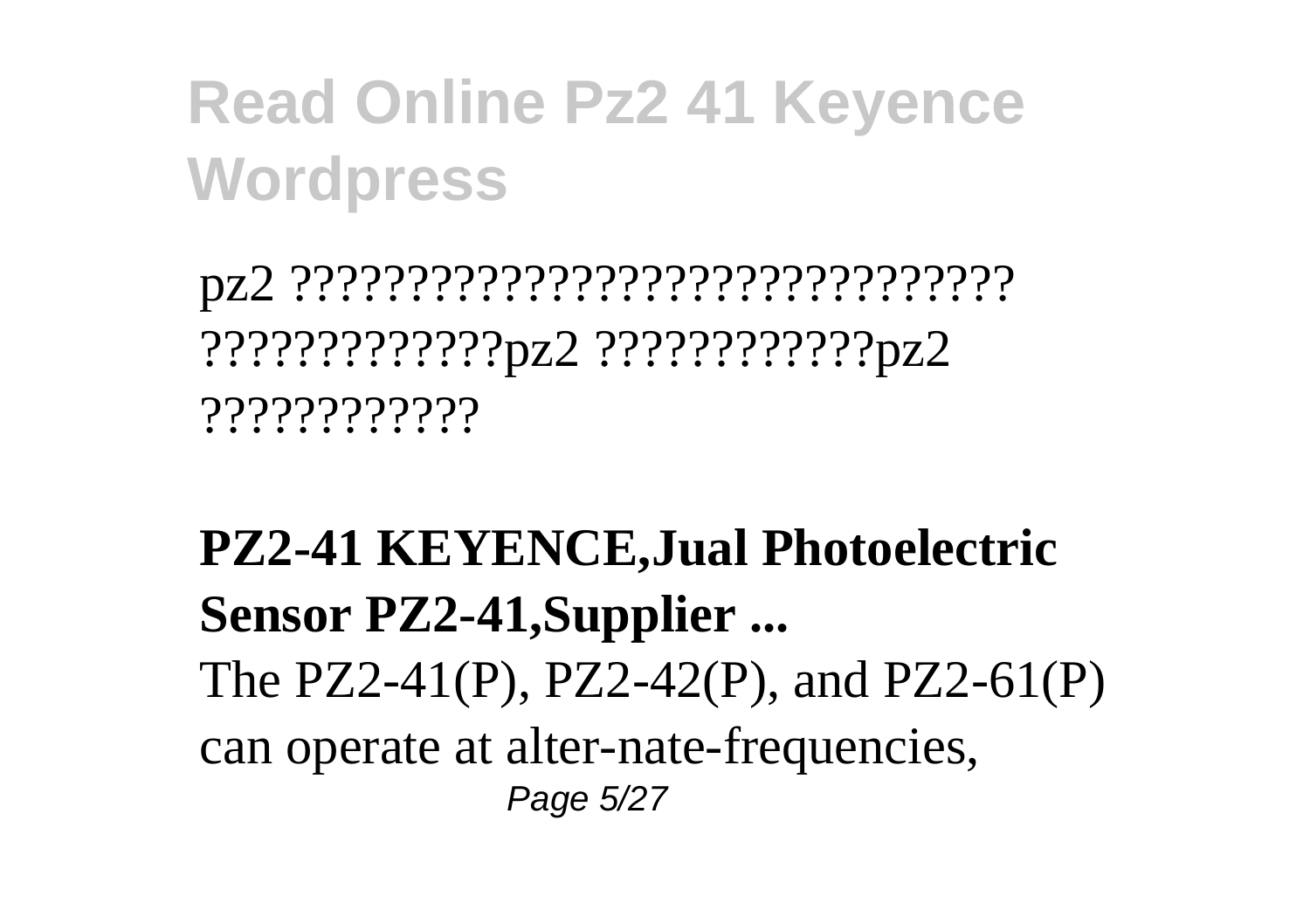pz2 ????????????????????????????????? ?????????????pz2 ????????????pz2 ????????????

**PZ2-41 KEYENCE,Jual Photoelectric Sensor PZ2-41,Supplier ...**

The PZ2-41(P), PZ2-42(P), and PZ2-61(P) can operate at alter-nate-frequencies,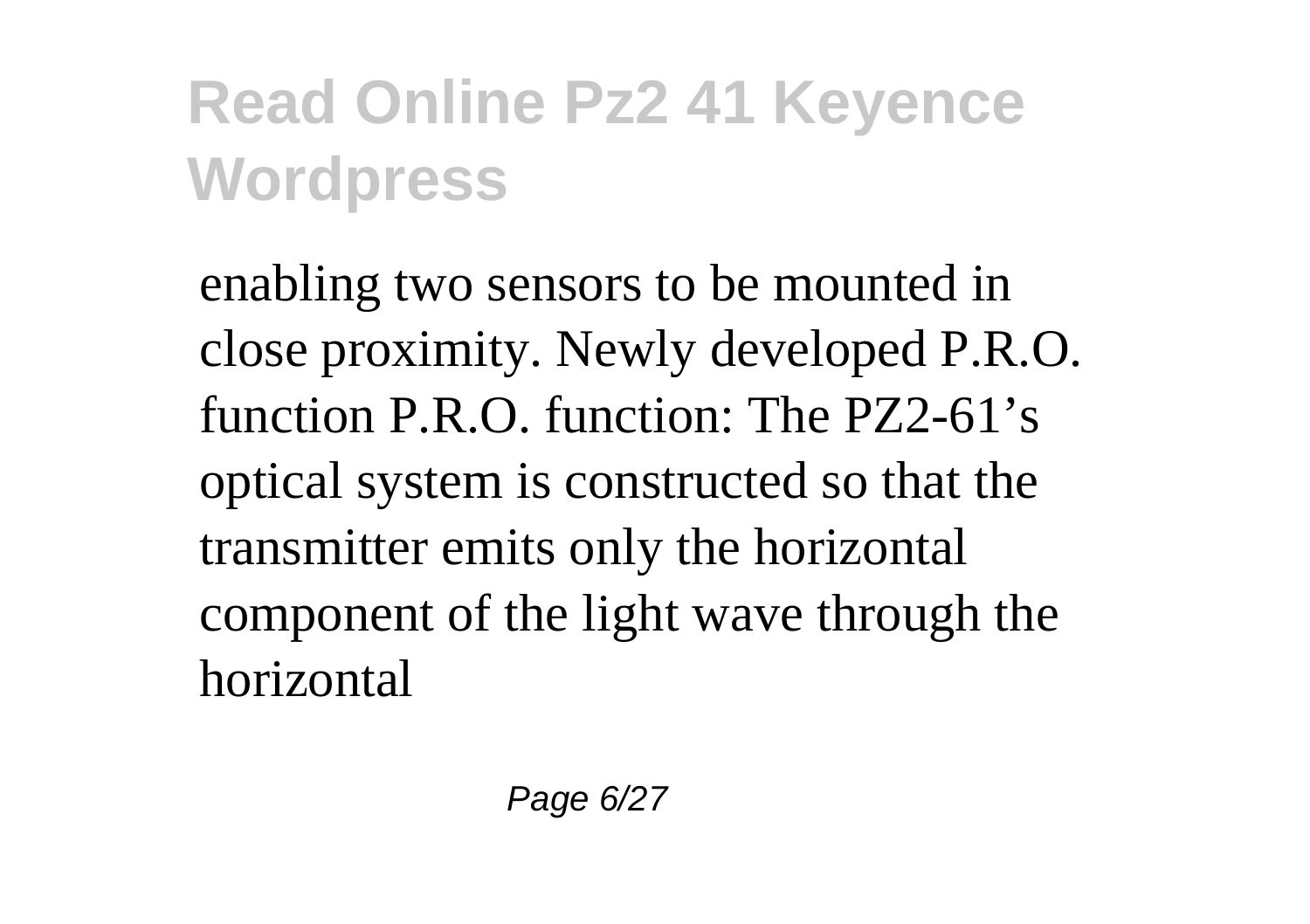enabling two sensors to be mounted in close proximity. Newly developed P.R.O. function P.R.O. function: The PZ2-61's optical system is constructed so that the transmitter emits only the horizontal component of the light wave through the horizontal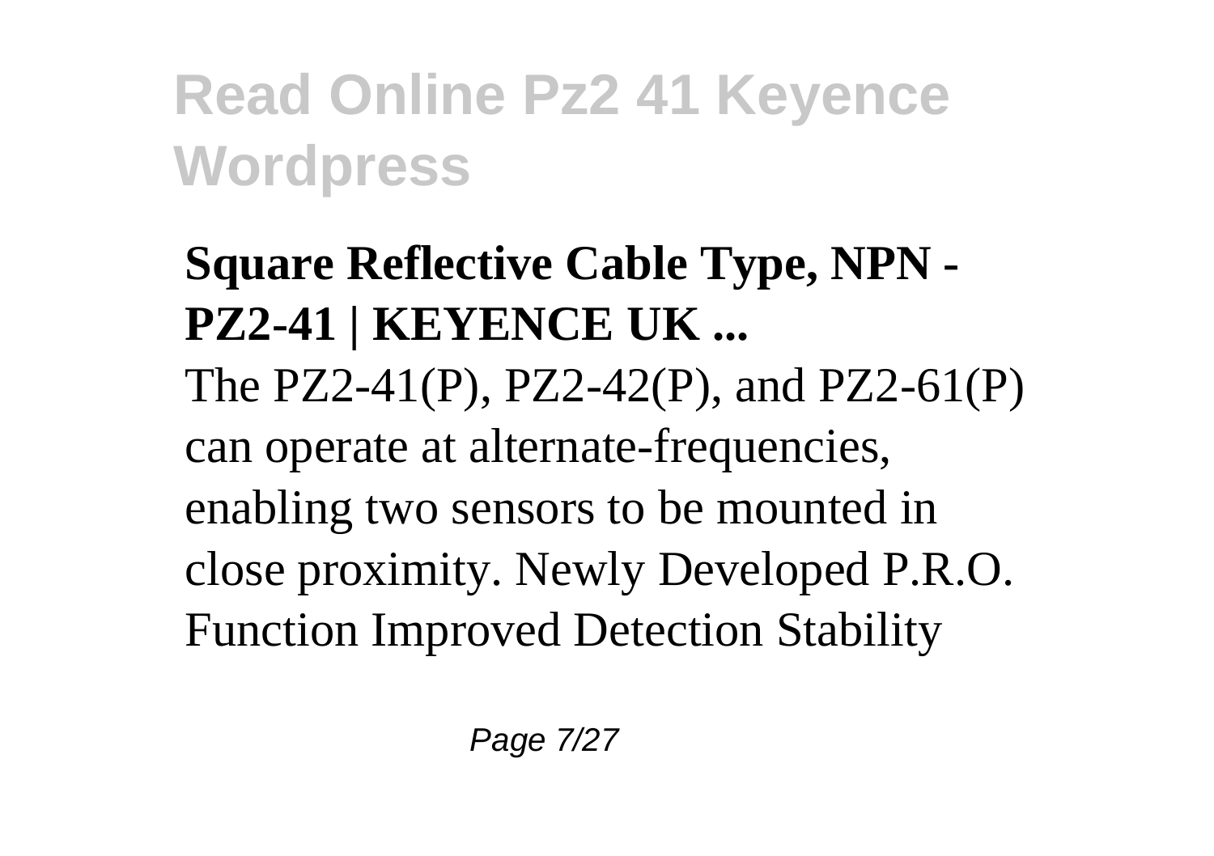**Square Reflective Cable Type, NPN - PZ2-41 | KEYENCE UK ...**

The PZ2-41(P), PZ2-42(P), and PZ2-61(P) can operate at alternate-frequencies, enabling two sensors to be mounted in close proximity. Newly Developed P.R.O. Function Improved Detection Stability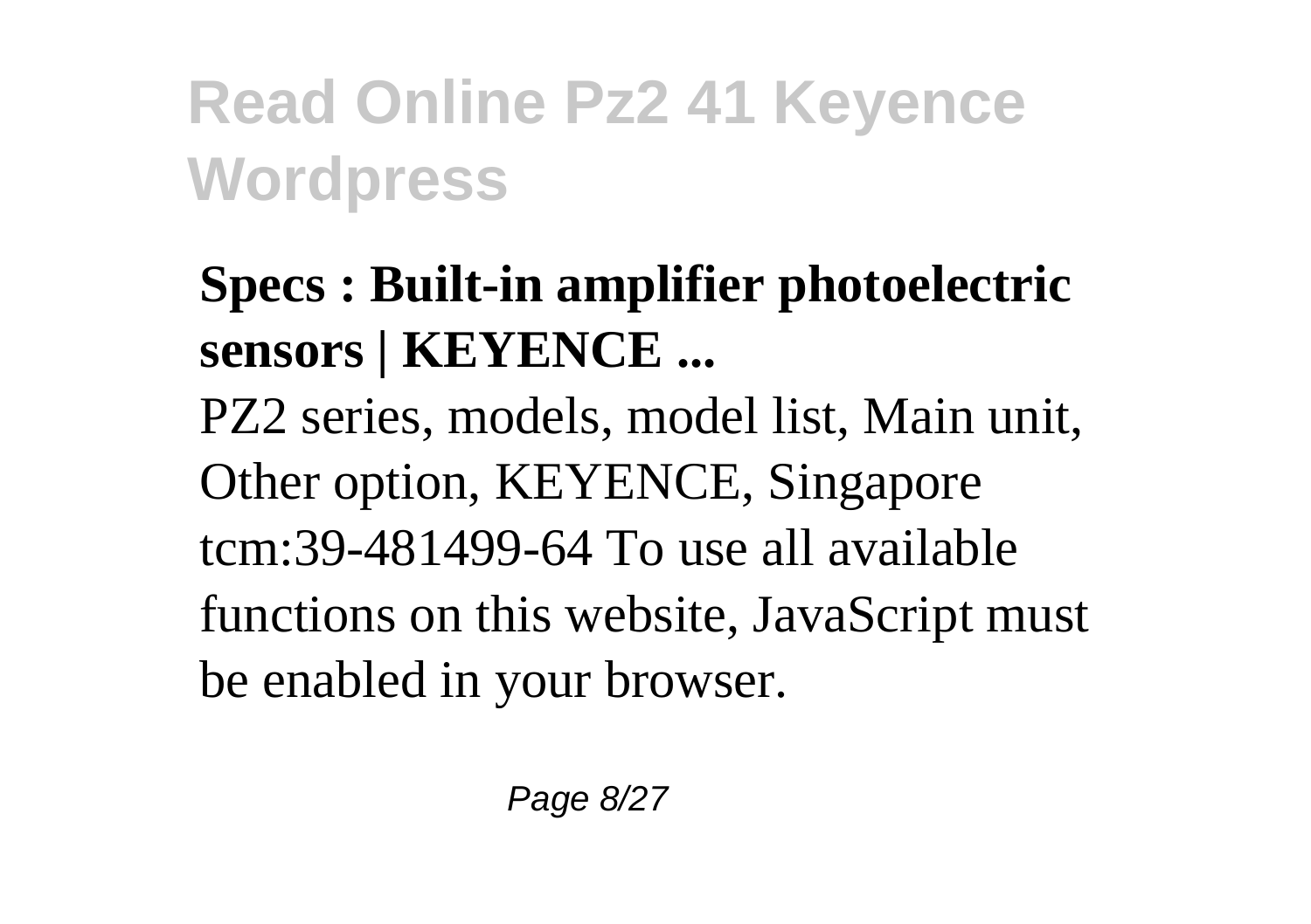**Specs : Built-in amplifier photoelectric sensors | KEYENCE ...**

PZ2 series, models, model list, Main unit, Other option, KEYENCE, Singapore tcm:39-481499-64 To use all available functions on this website, JavaScript must be enabled in your browser.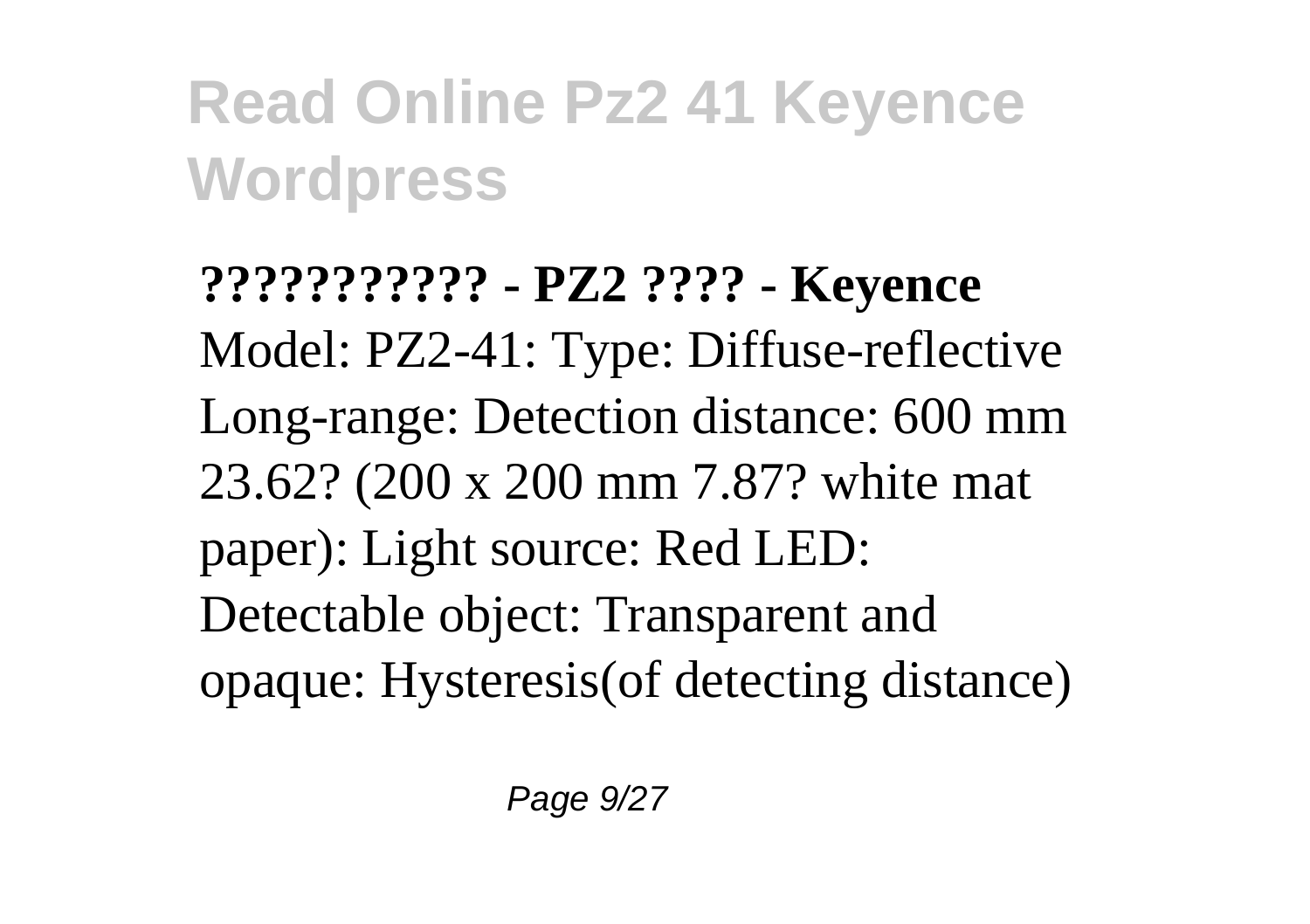**??????????? - PZ2 ???? - Keyence**

Model: PZ2-41: Type: Diffuse-reflective Long-range: Detection distance: 600 mm 23.62? (200 x 200 mm 7.87? white mat paper): Light source: Red LED: Detectable object: Transparent and opaque: Hysteresis(of detecting distance)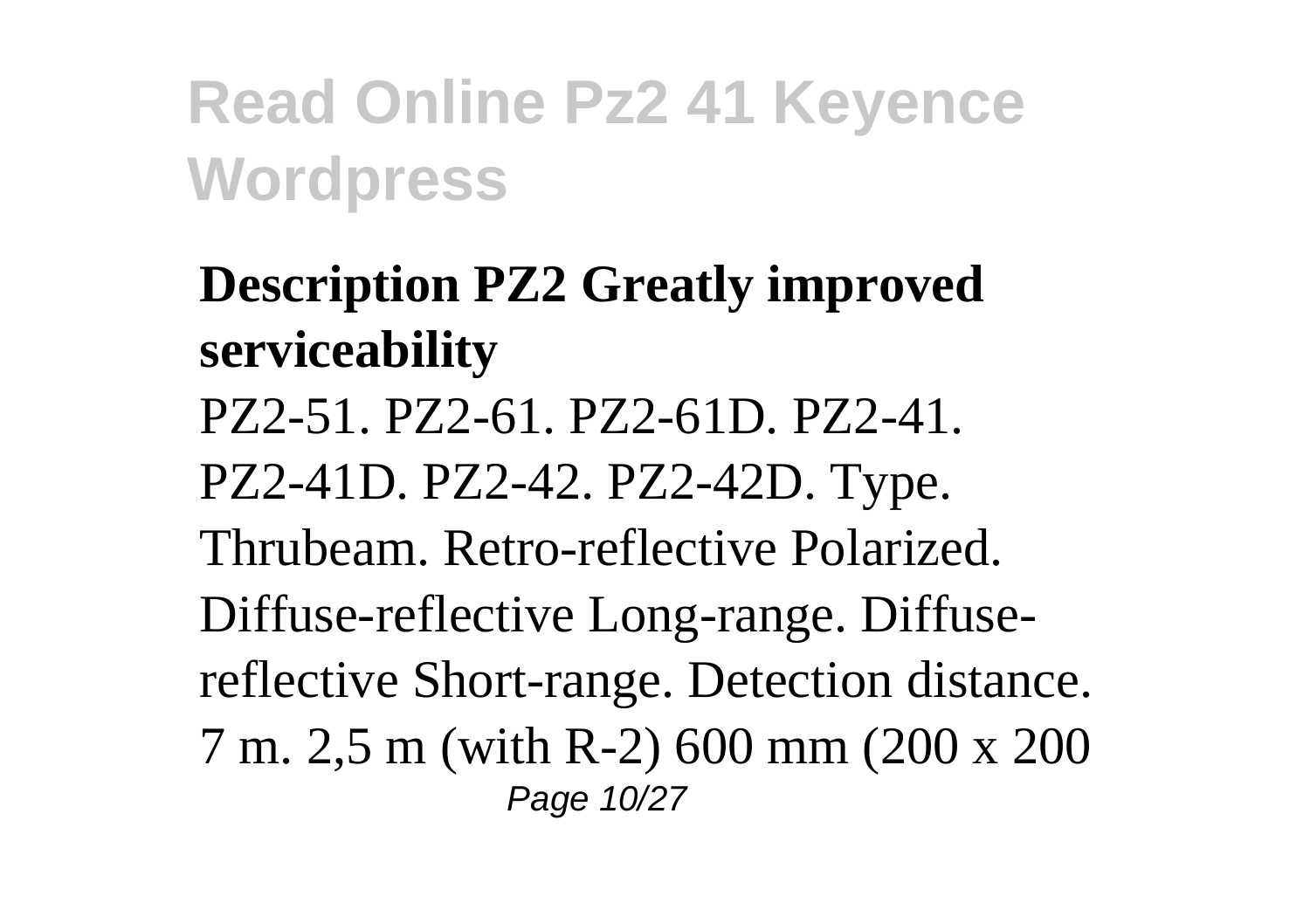# Read Online Pz2 41 Keyence Wordpress

**Description PZ2 Greatly improved serviceability**

PZ2-51. PZ2-61. PZ2-61D. PZ2-41. PZ2-41D. PZ2-42. PZ2-42D. Type. Thrubeam. Retro-reflective Polarized. Diffuse-reflective Long-range. Diffuse-reflective Short-range. Detection distance. 7 m. 2,5 m (with R-2) 600 mm (200 x 200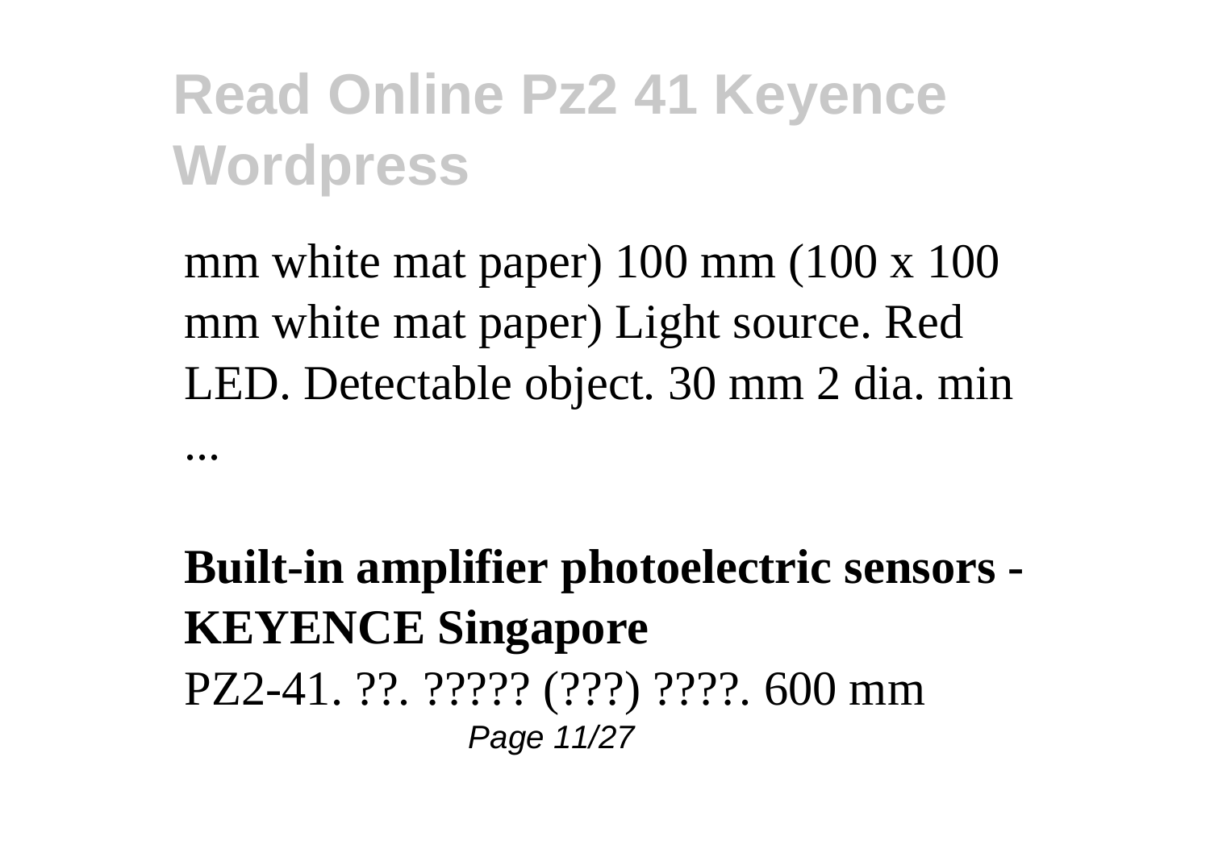mm white mat paper) 100 mm (100 x 100 mm white mat paper) Light source. Red LED. Detectable object. 30 mm 2 dia. min ...

**Built-in amplifier photoelectric sensors - KEYENCE Singapore**

PZ2-41. ??. ????? (???) ????. 600 mm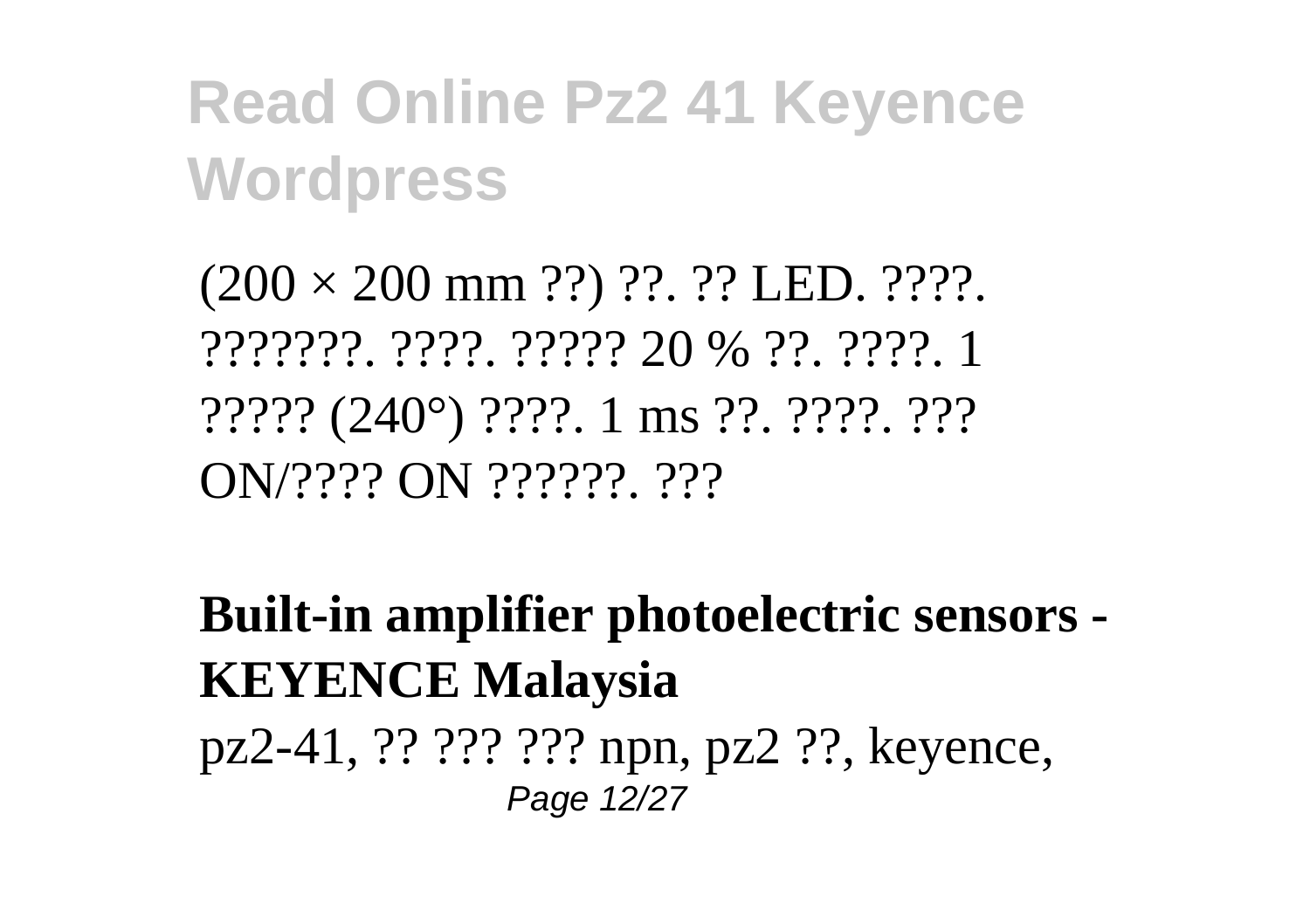# Read Online Pz2 41 Keyence Wordpress

(200 × 200 mm ??) ??. ?? LED. ????. ???????. ????. ????? 20 % ??. ????. 1 ????? (240°) ????. 1 ms ??. ????. ??? ON/???? ON ??????. ???

**Built-in amplifier photoelectric sensors - KEYENCE Malaysia**

pz2-41, ?? ??? ??? npn, pz2 ??, keyence,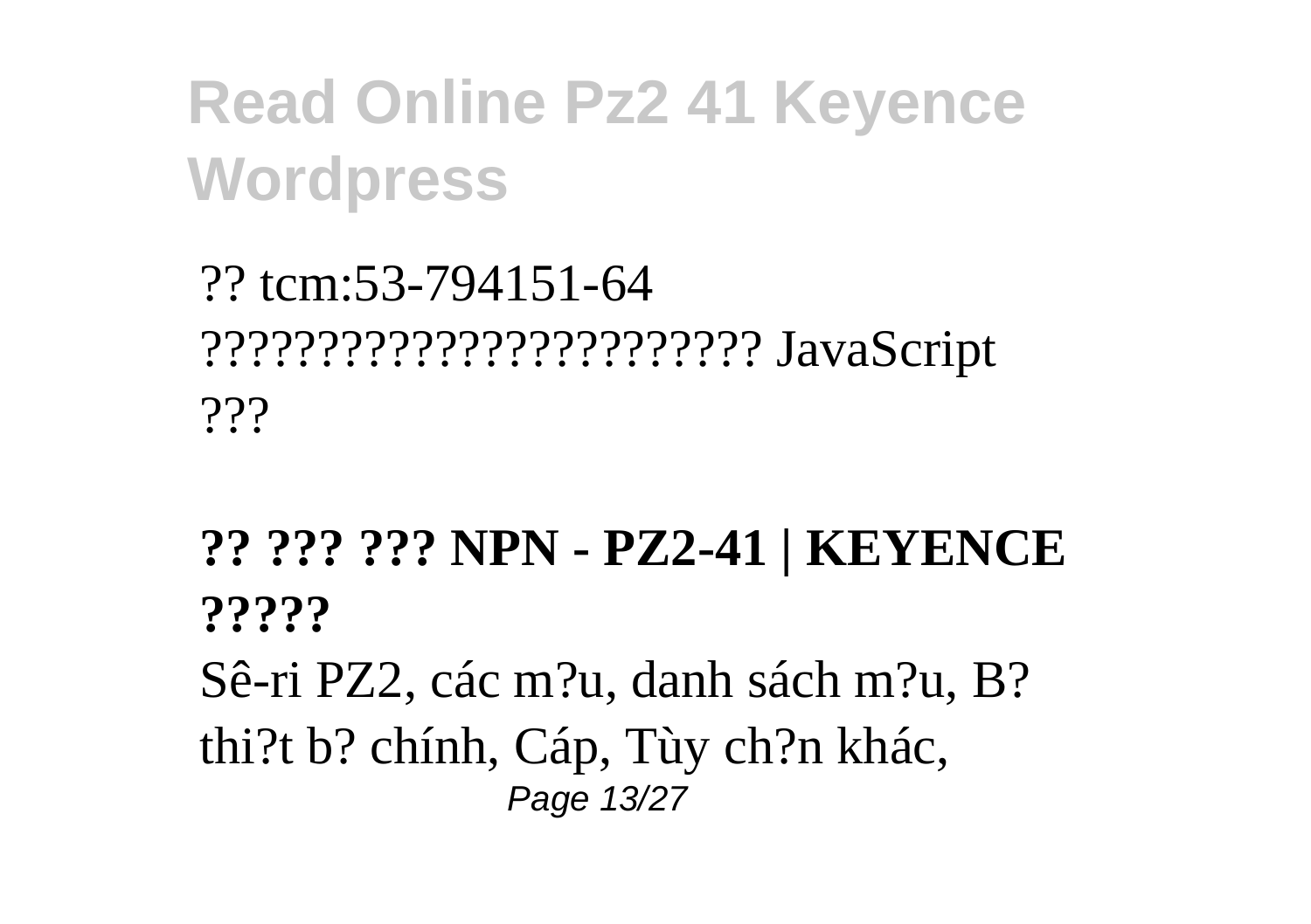?? tcm:53-794151-64 ??????????????????????? JavaScript ???

**?? ??? ??? NPN - PZ2-41 | KEYENCE ?????**

Sê-ri PZ2, các m?u, danh sách m?u, B? thi?t b? chính, Cáp, Tùy ch?n khác,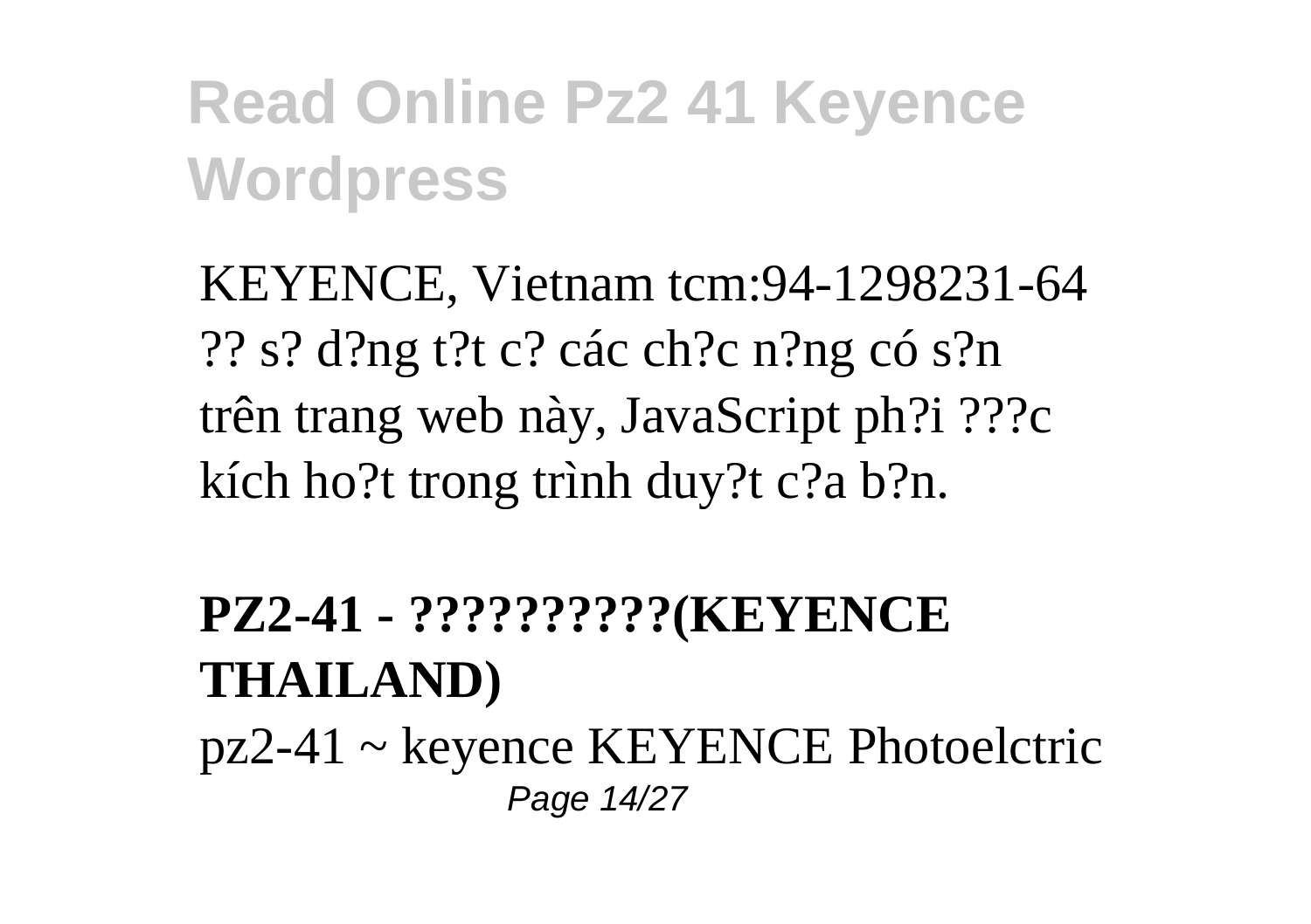KEYENCE, Vietnam tcm:94-1298231-64 ?? s? d?ng t?t c? các ch?c n?ng có s?n trên trang web này, JavaScript ph?i ???c kích ho?t trong trình duy?t c?a b?n.

**PZ2-41 - ??????????(KEYENCE THAILAND)**

pz2-41 ~ keyence KEYENCE Photoelctric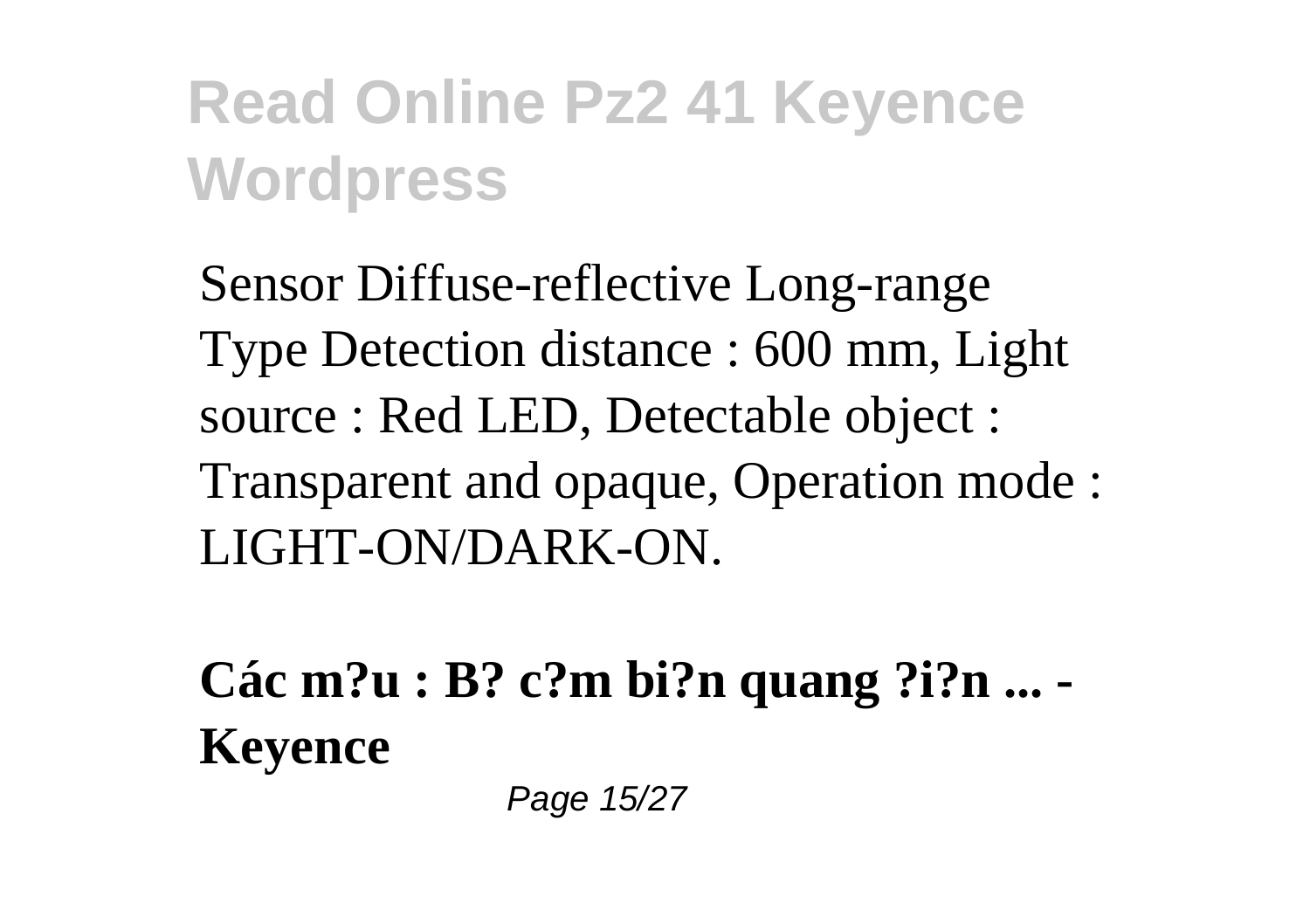Sensor Diffuse-reflective Long-range Type Detection distance : 600 mm, Light source : Red LED, Detectable object : Transparent and opaque, Operation mode : LIGHT-ON/DARK-ON.

**Các m?u : B? c?m bi?n quang ?i?n ... - Keyence**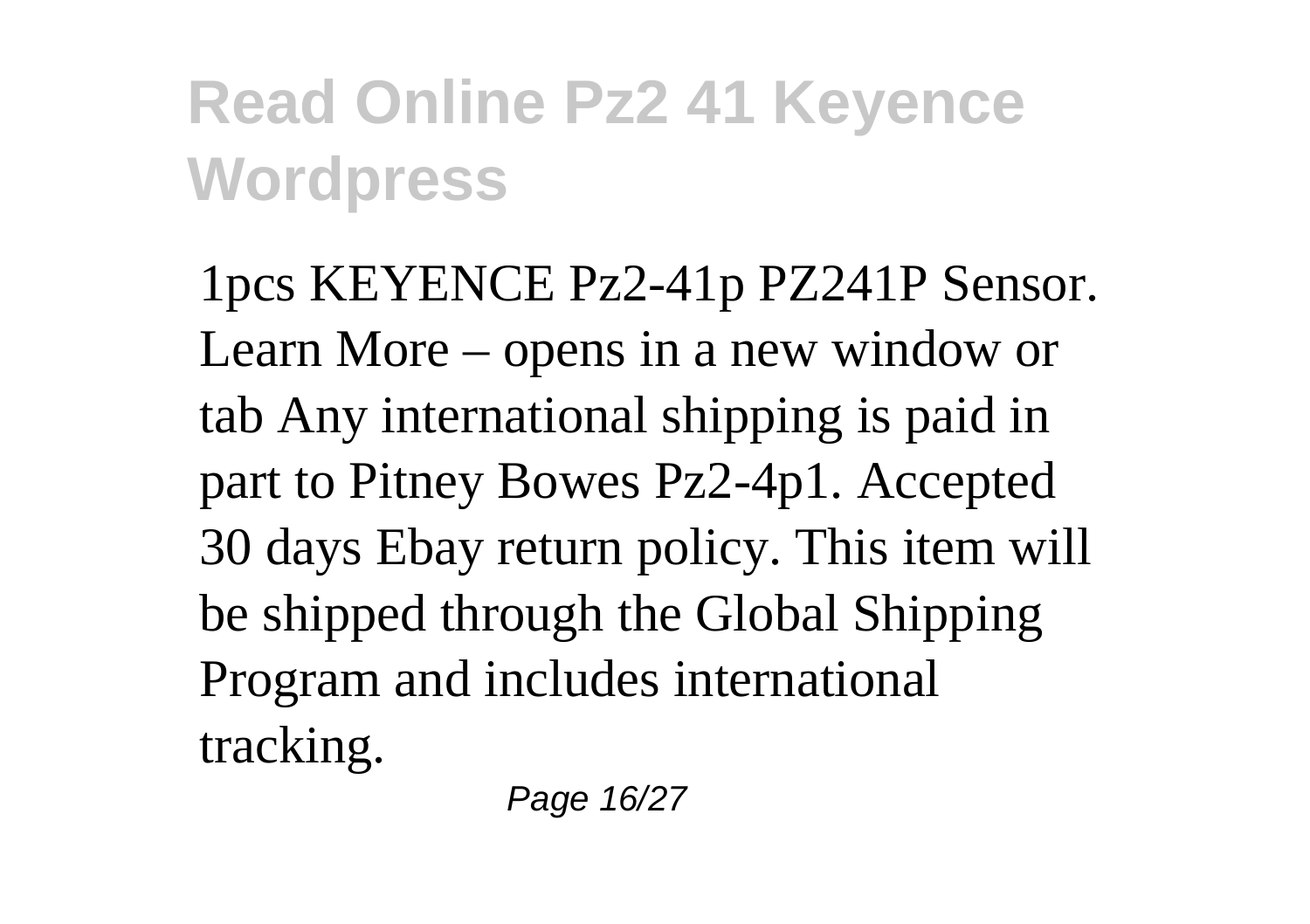## Read Online Pz2 41 Keyence Wordpress

1pcs KEYENCE Pz2-41p PZ241P Sensor. Learn More – opens in a new window or tab Any international shipping is paid in part to Pitney Bowes Pz2-4p1. Accepted 30 days Ebay return policy. This item will be shipped through the Global Shipping Program and includes international tracking.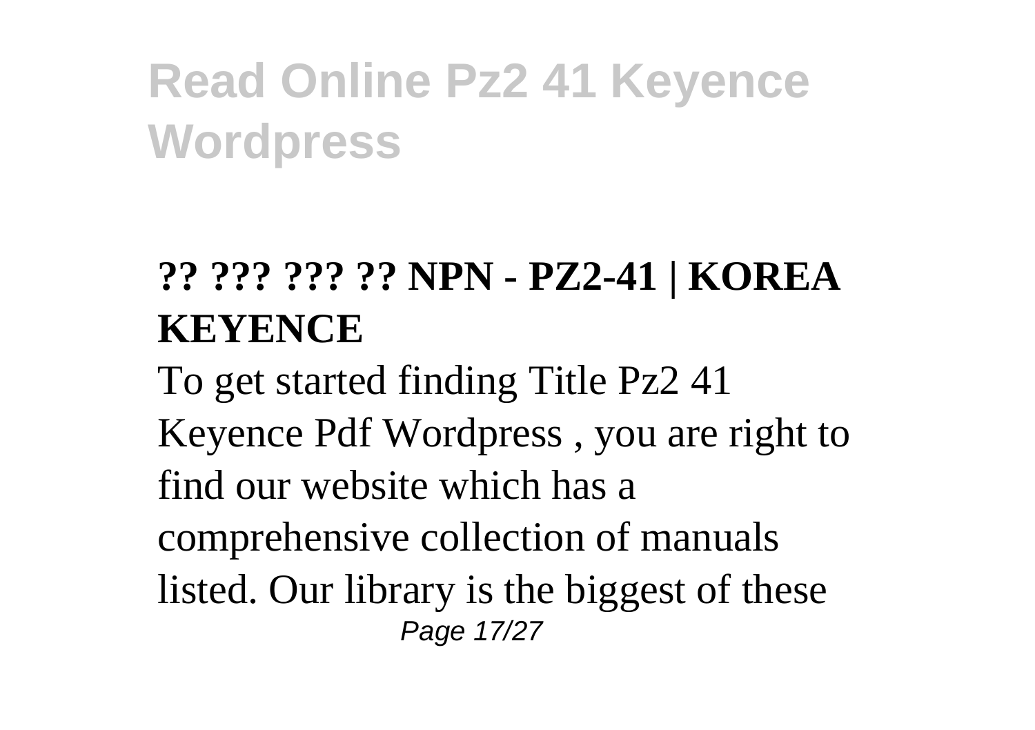## ?? ??? ??? ?? NPN - PZ2-41 | KOREA KEYENCE

To get started finding Title Pz2 41 Keyence Pdf Wordpress , you are right to find our website which has a comprehensive collection of manuals listed. Our library is the biggest of these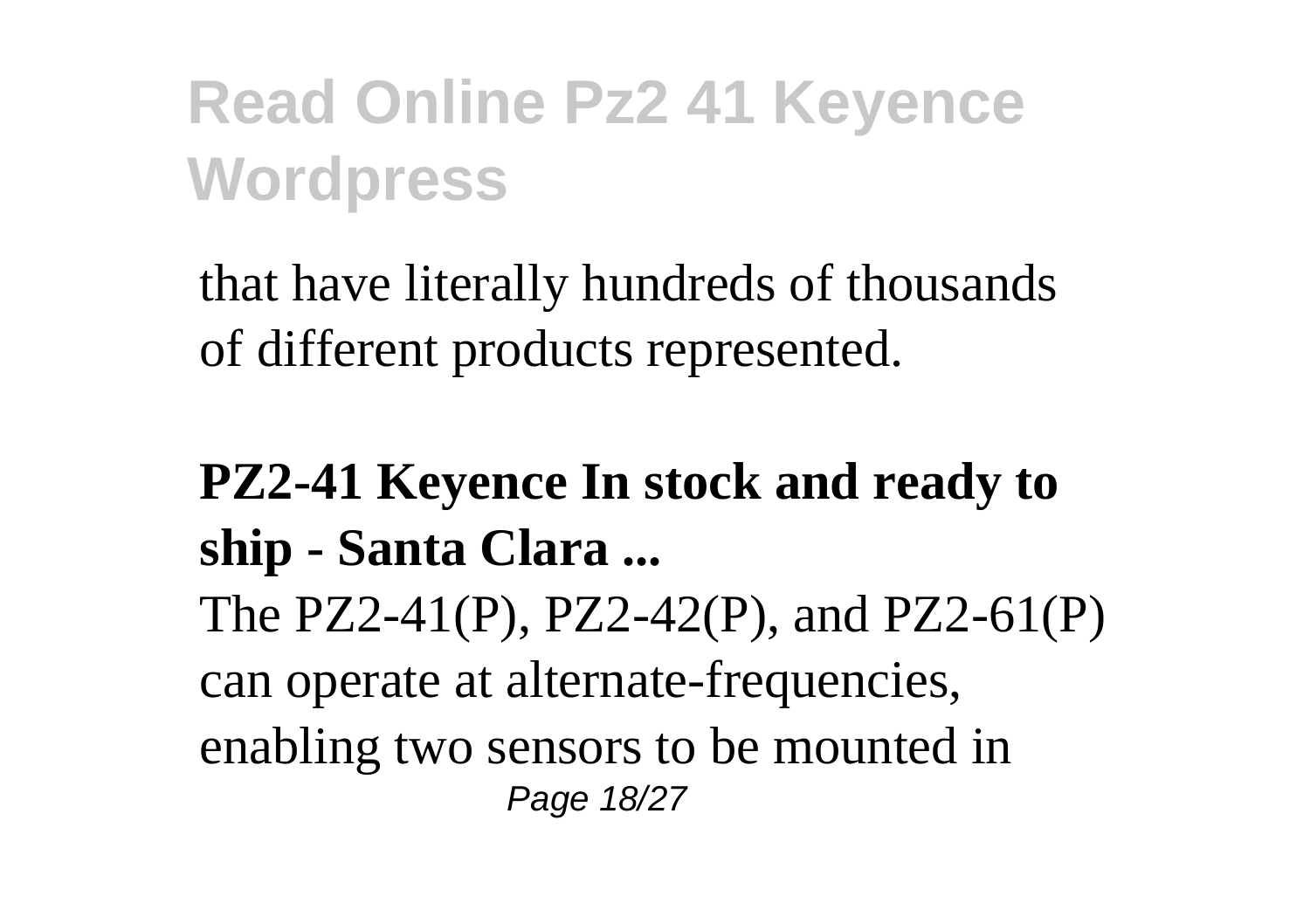that have literally hundreds of thousands of different products represented.

**PZ2-41 Keyence In stock and ready to ship - Santa Clara ...**

The PZ2-41(P), PZ2-42(P), and PZ2-61(P) can operate at alternate-frequencies, enabling two sensors to be mounted in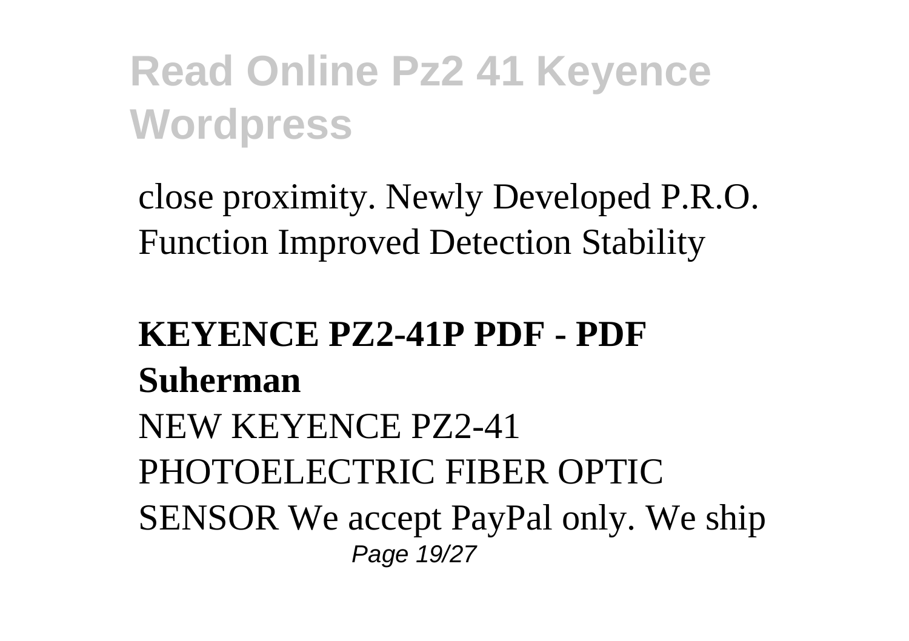close proximity. Newly Developed P.R.O. Function Improved Detection Stability

**KEYENCE PZ2-41P PDF - PDF Suherman**

NEW KEYENCE PZ2-41 PHOTOELECTRIC FIBER OPTIC SENSOR We accept PayPal only. We ship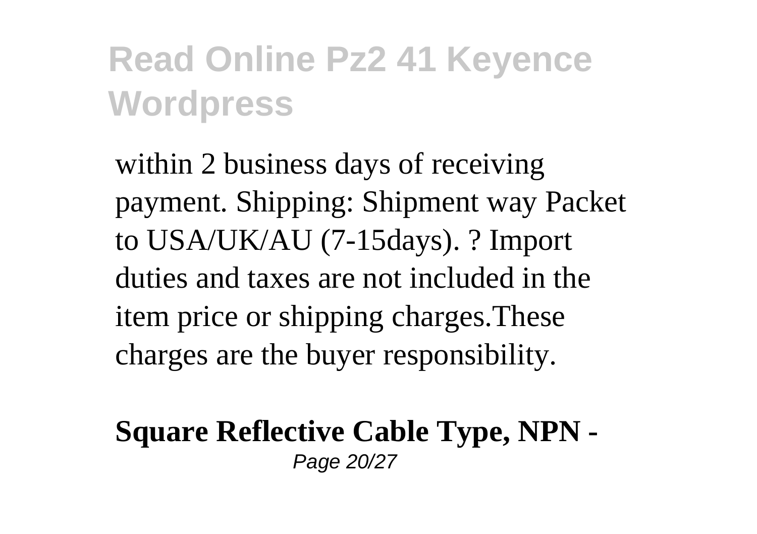within 2 business days of receiving payment. Shipping: Shipment way Packet to USA/UK/AU (7-15days). ? Import duties and taxes are not included in the item price or shipping charges.These charges are the buyer responsibility.

**Square Reflective Cable Type, NPN -**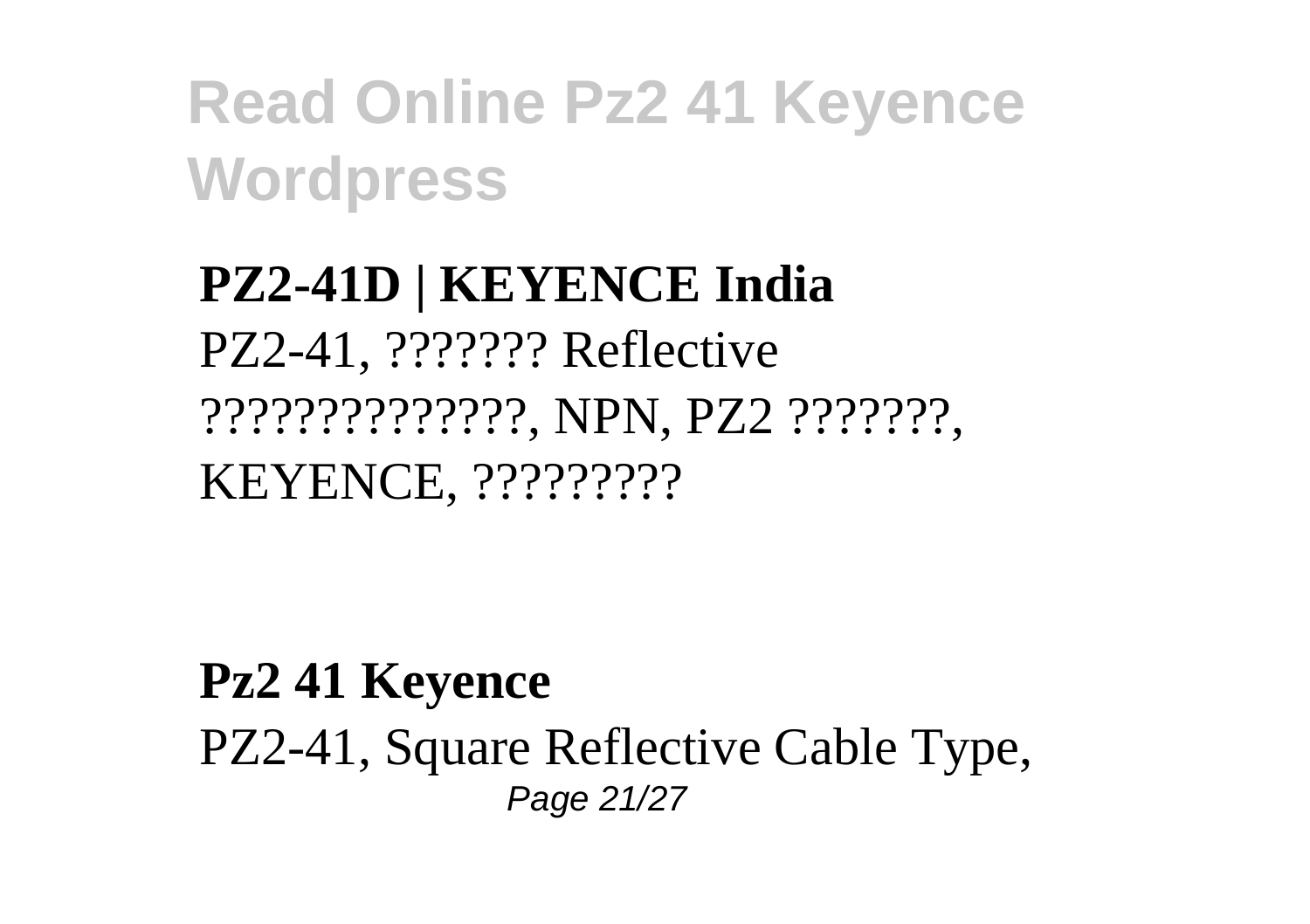# Read Online Pz2 41 Keyence Wordpress

**PZ2-41D | KEYENCE India**

PZ2-41, ??????? Reflective ??????????????, NPN, PZ2 ???????, KEYENCE, ?????????

**Pz2 41 Keyence**

PZ2-41, Square Reflective Cable Type,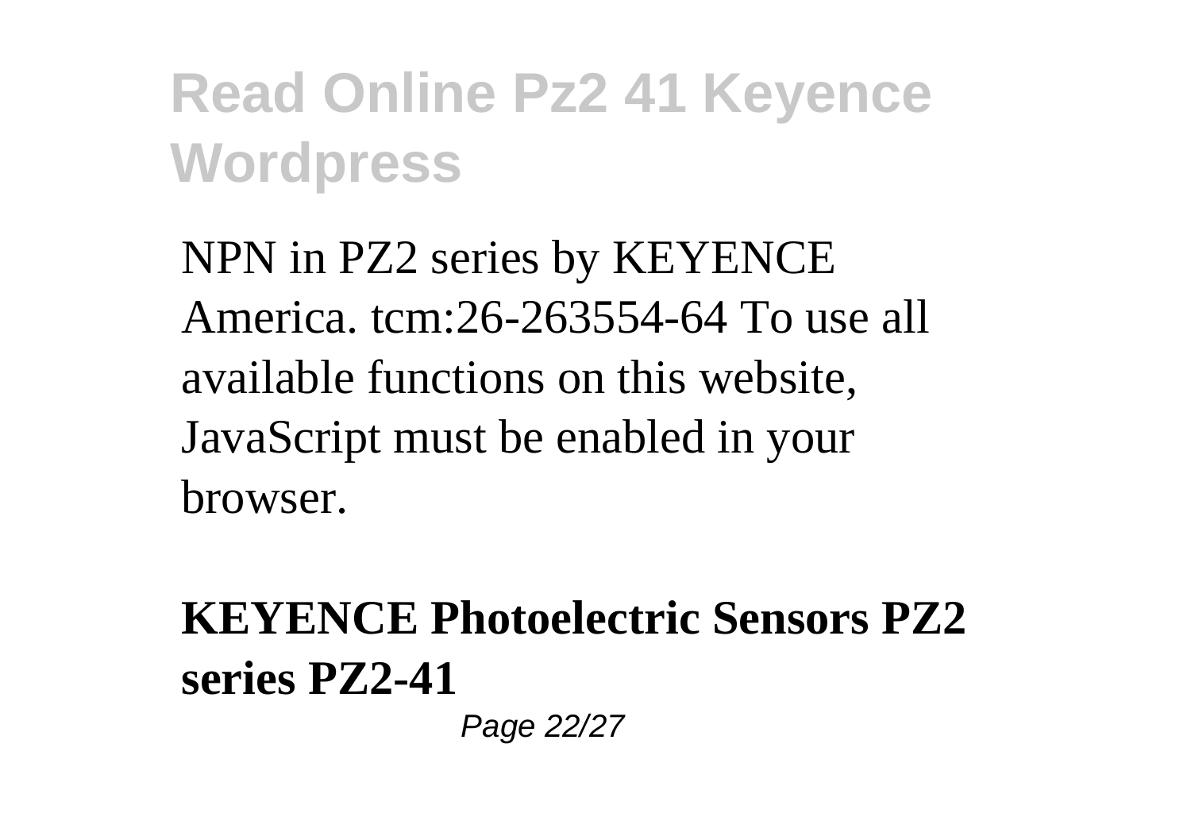NPN in PZ2 series by KEYENCE America. tcm:26-263554-64 To use all available functions on this website, JavaScript must be enabled in your browser.

**KEYENCE Photoelectric Sensors PZ2 series PZ2-41**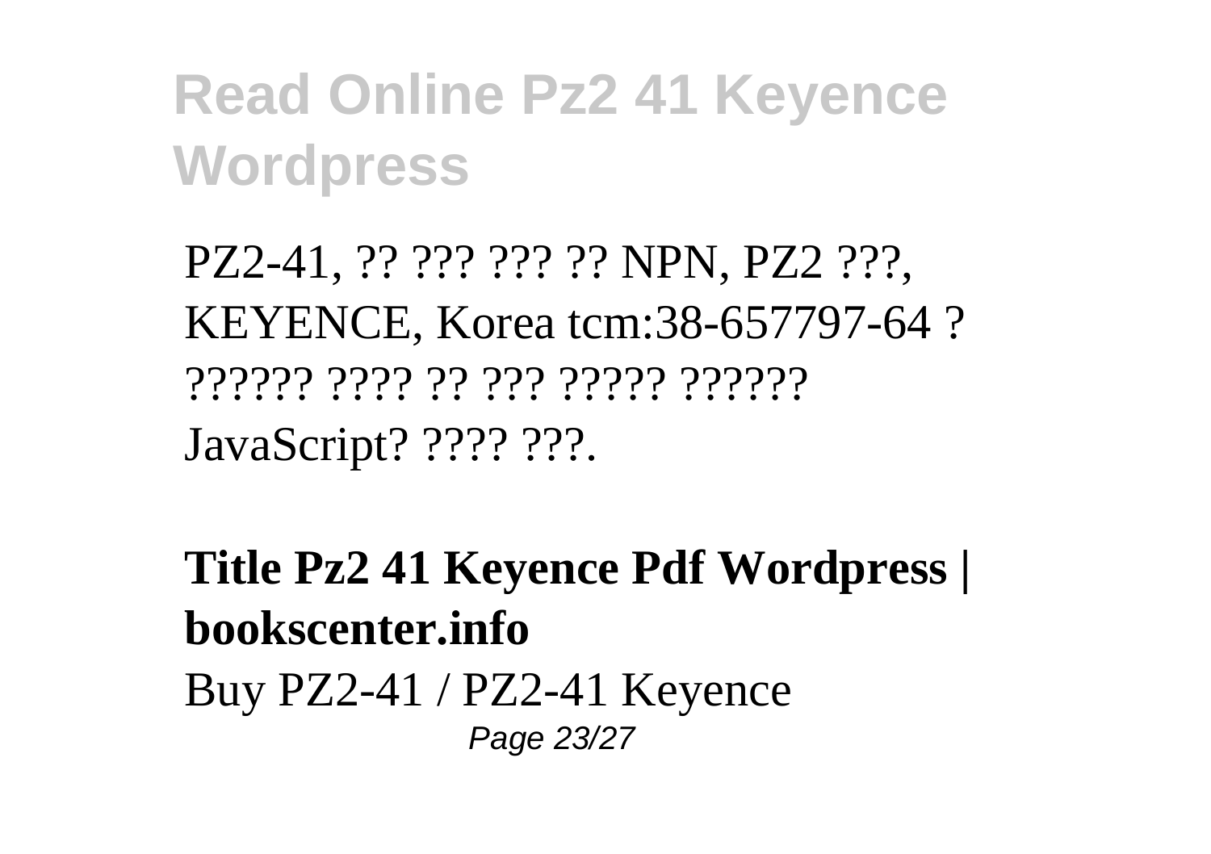# Read Online Pz2 41 Keyence Wordpress

PZ2-41, ?? ??? ??? ?? NPN, PZ2 ???, KEYENCE, Korea tcm:38-657797-64 ? ?????? ???? ?? ??? ????? ?????? JavaScript? ???? ???.

**Title Pz2 41 Keyence Pdf Wordpress | bookscenter.info**

Buy PZ2-41 / PZ2-41 Keyence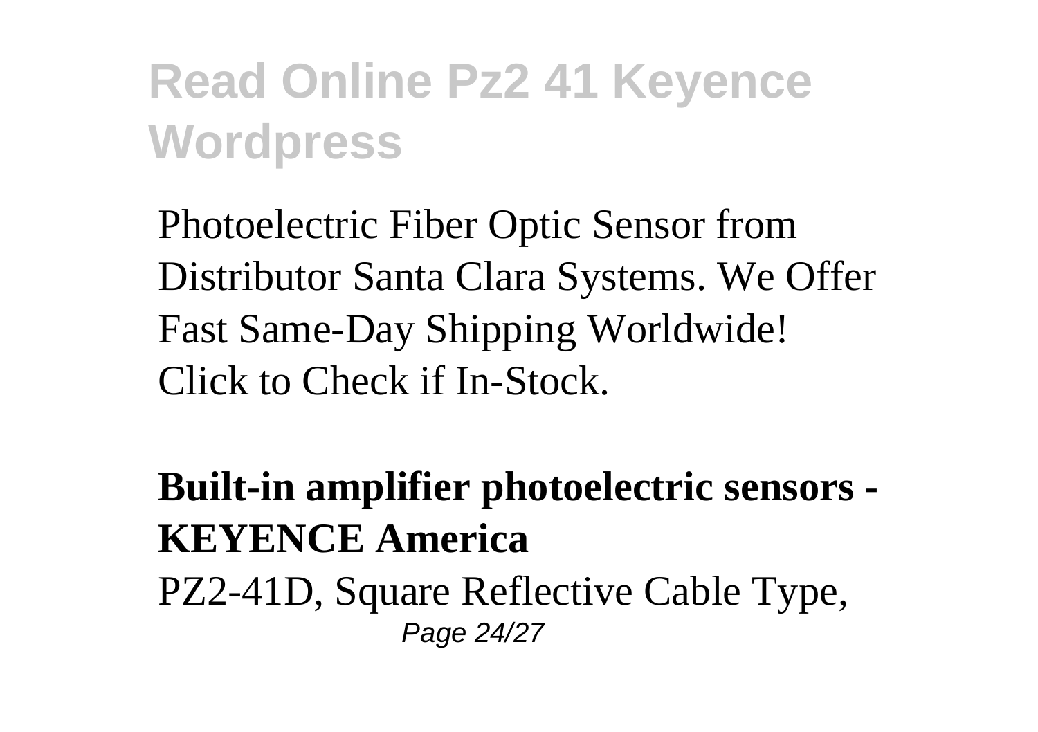Photoelectric Fiber Optic Sensor from Distributor Santa Clara Systems. We Offer Fast Same-Day Shipping Worldwide! Click to Check if In-Stock.

**Built-in amplifier photoelectric sensors - KEYENCE America**

PZ2-41D, Square Reflective Cable Type,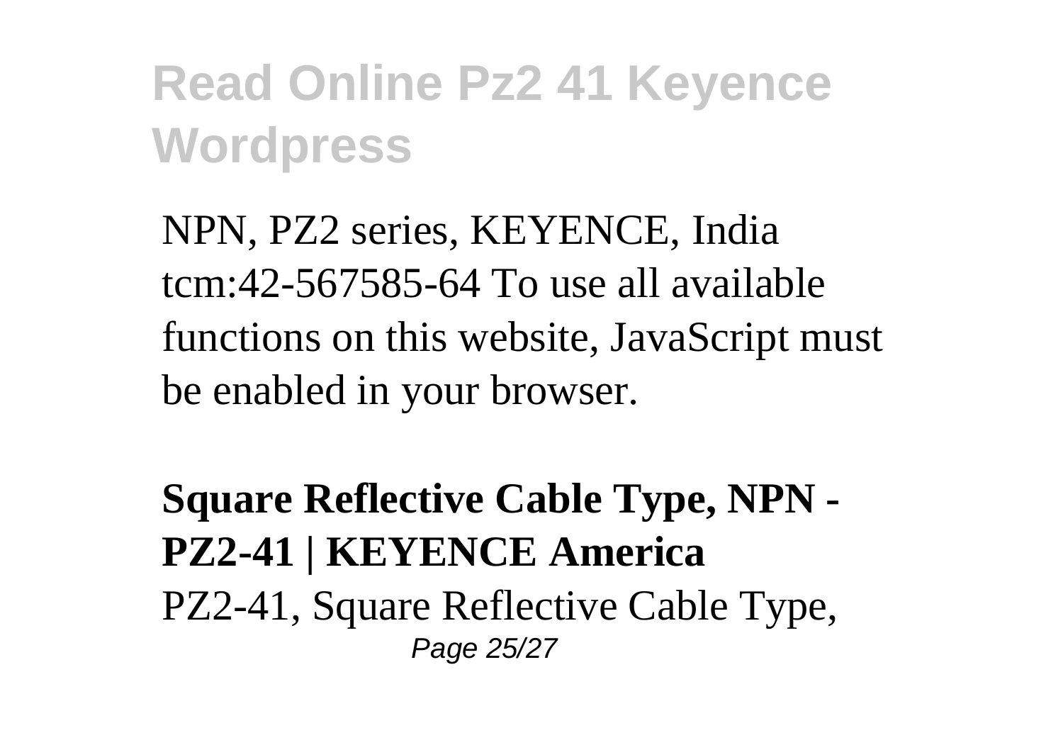NPN, PZ2 series, KEYENCE, India tcm:42-567585-64 To use all available functions on this website, JavaScript must be enabled in your browser.

**Square Reflective Cable Type, NPN - PZ2-41 | KEYENCE America**

PZ2-41, Square Reflective Cable Type,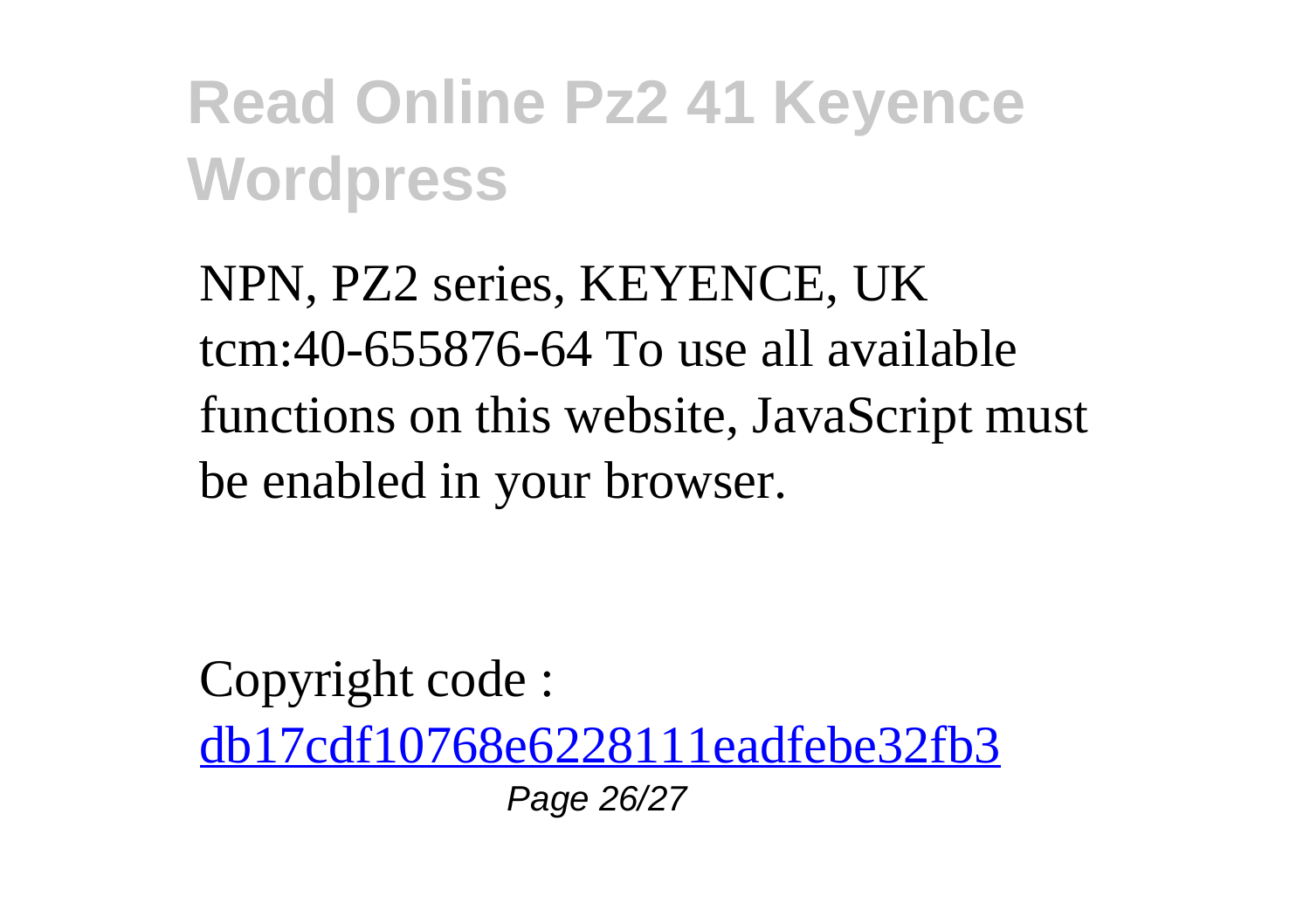NPN, PZ2 series, KEYENCE, UK tcm:40-655876-64 To use all available functions on this website, JavaScript must be enabled in your browser.

Copyright code : db17cdf10768e6228111eadfebe32fb3